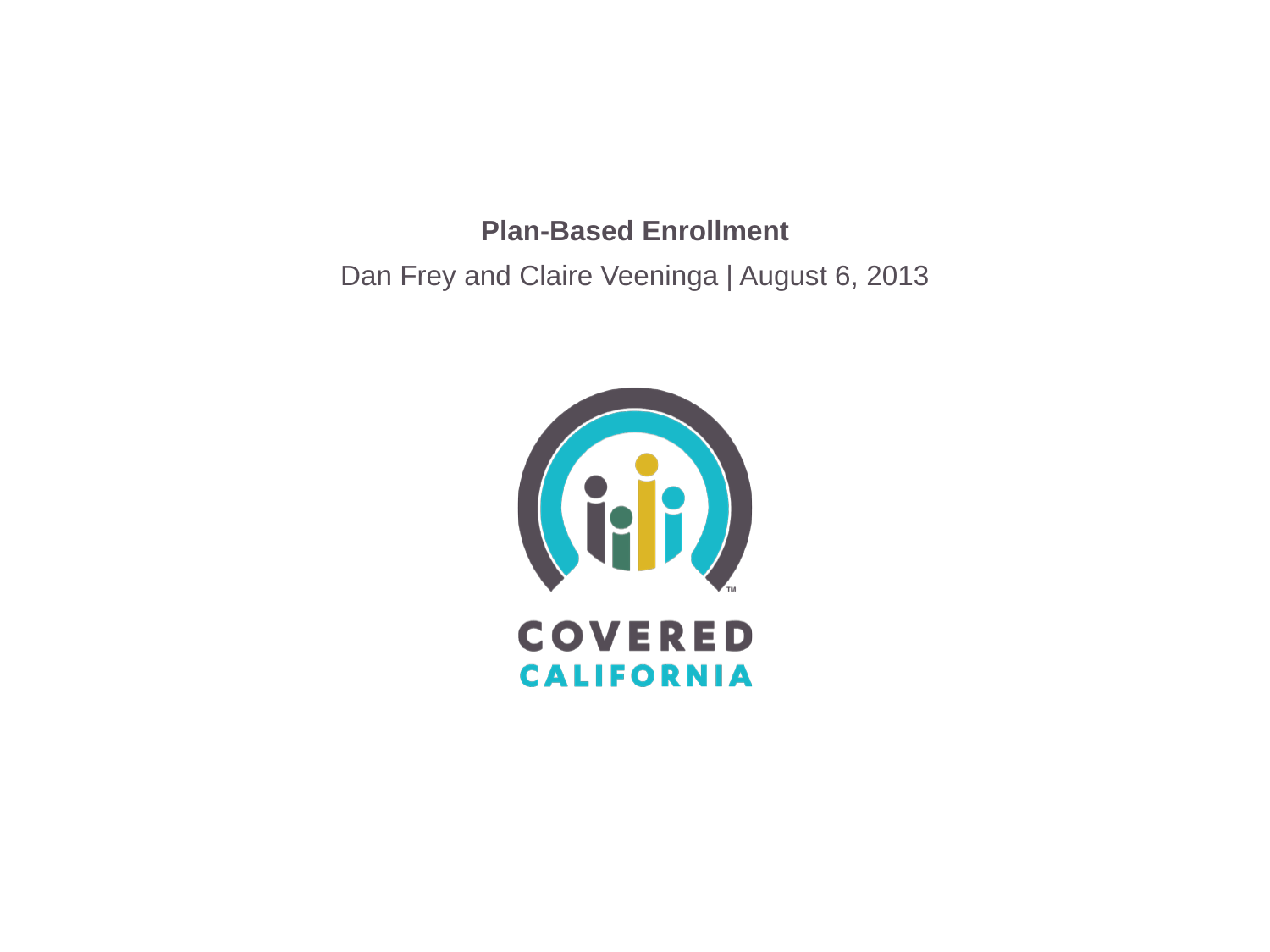# Plan-Based Enrollment

Dan Frey and Claire Veeninga | August 6, 2013

COVERED CALIFORNIA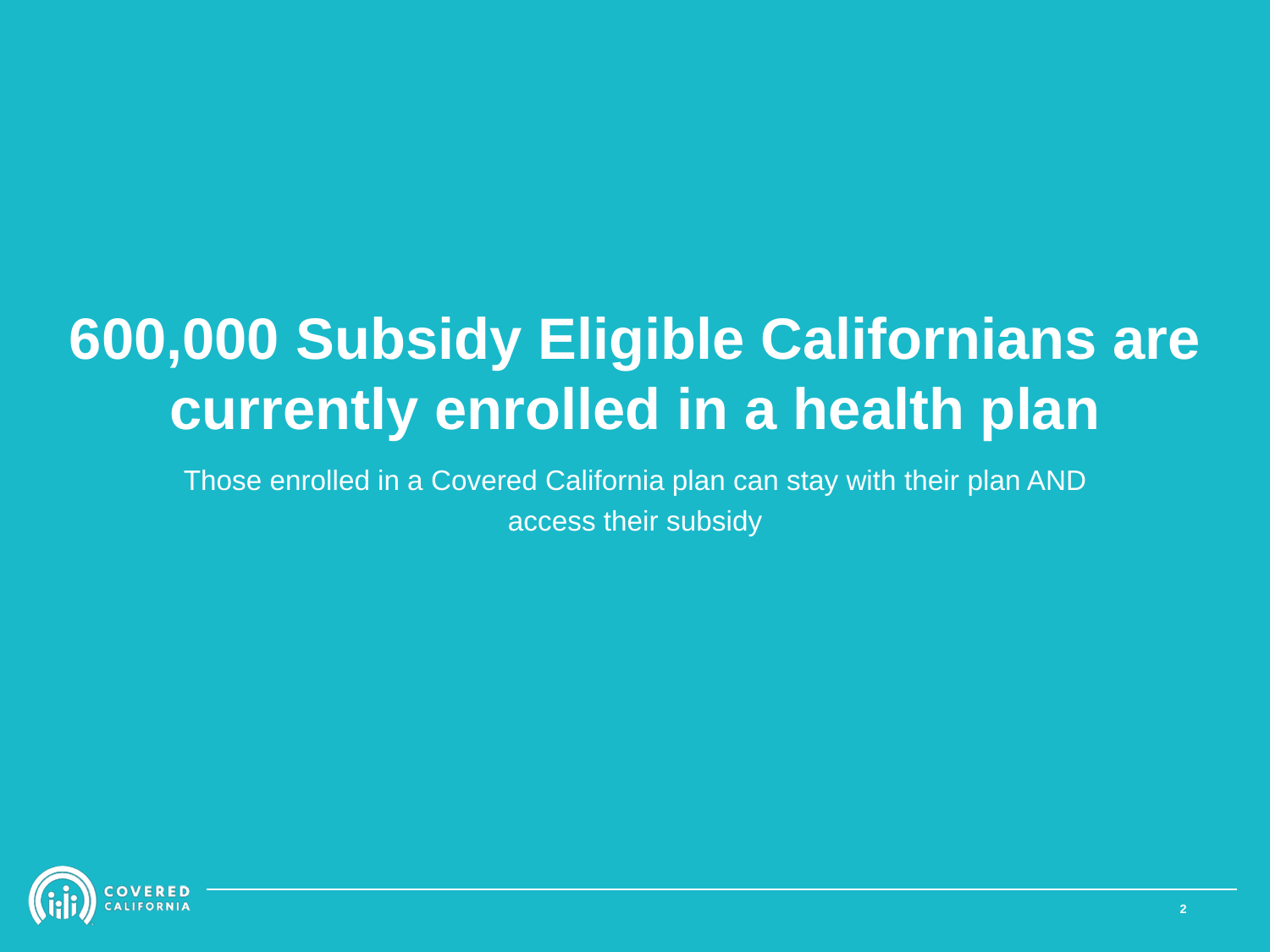# 600,000 Subsidy Eligible Californians are currently enrolled in a health plan

Those enrolled in a Covered California plan can stay with their plan AND access their subsidy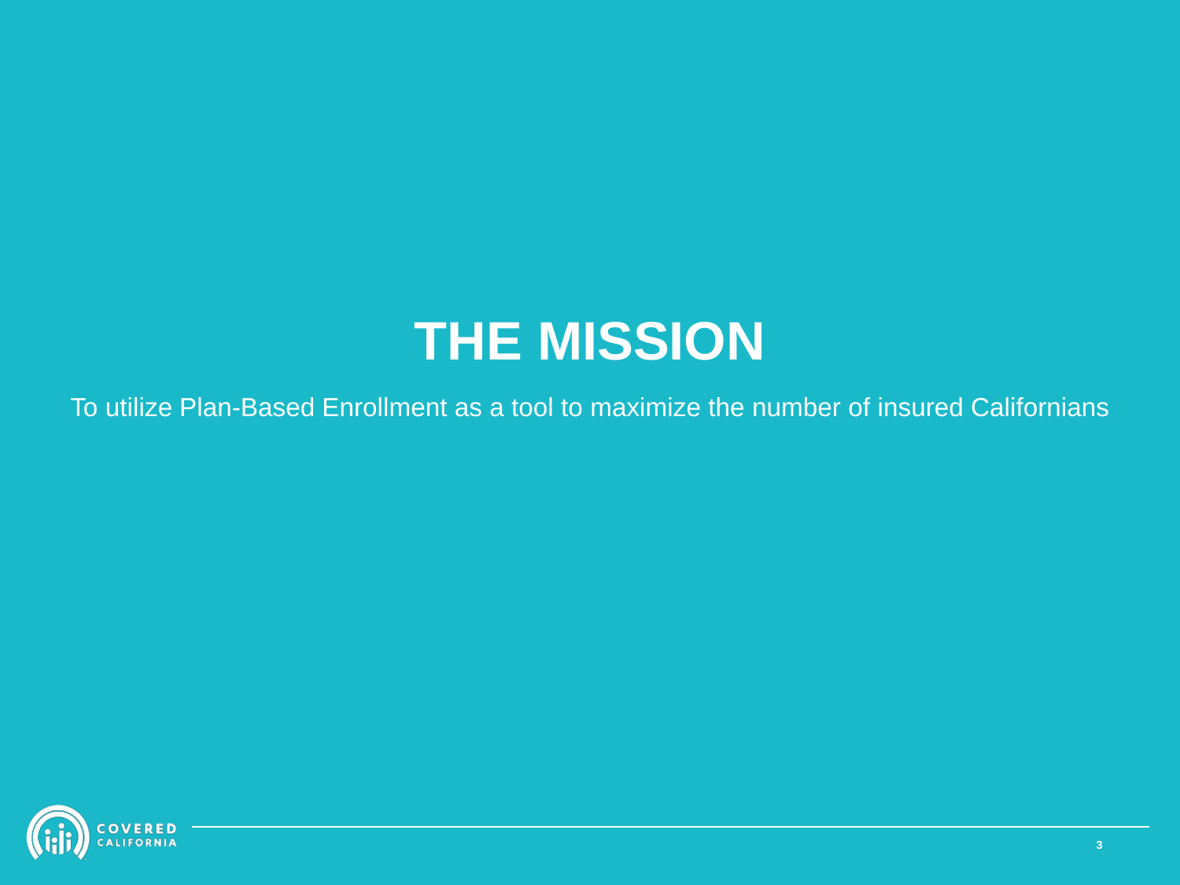# THE MISSION

To utilize Plan-Based Enrollment as a tool to maximize the number of insured Californians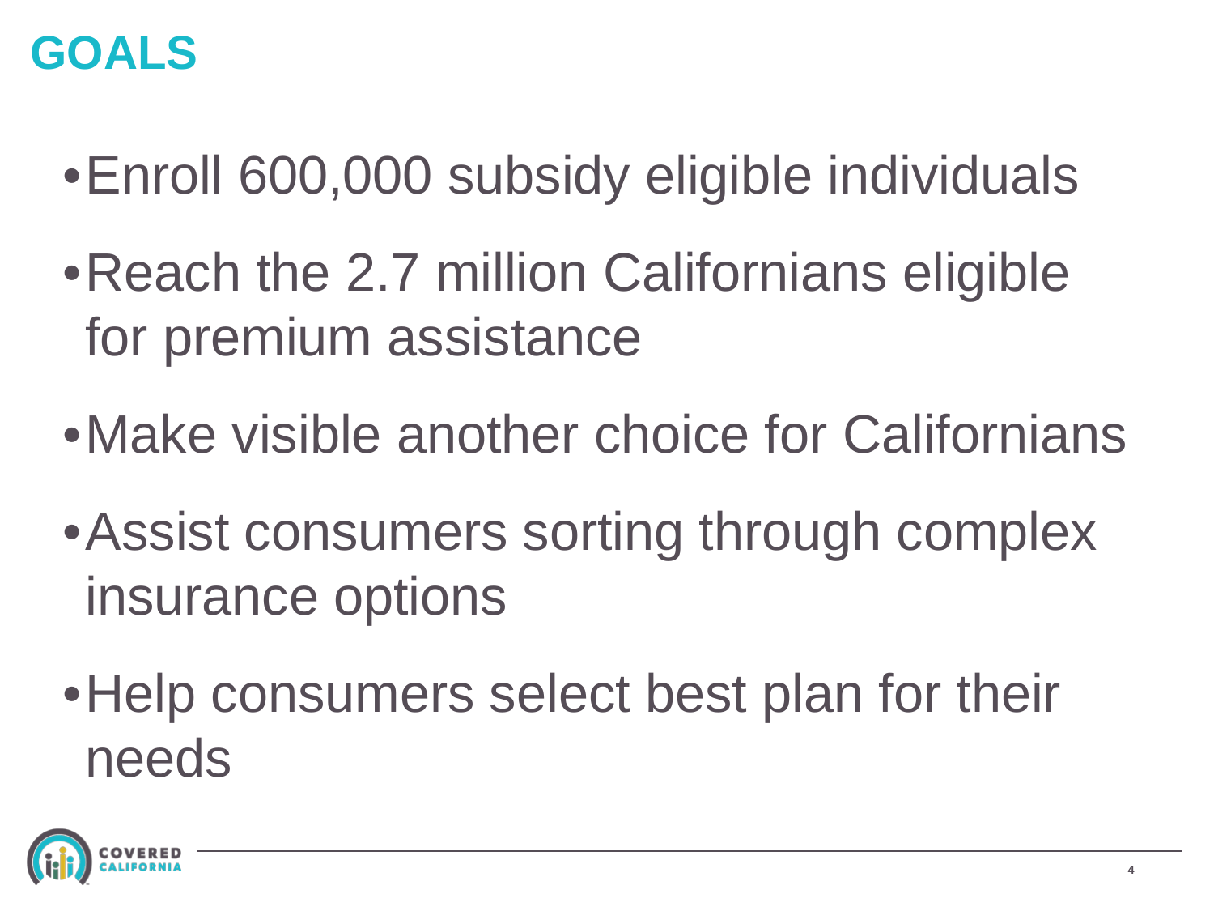# GOALS

- Enroll 600,000 subsidy eligible individuals
- Reach the 2.7 million Californians eligible for premium assistance
- Make visible another choice for Californians
- Assist consumers sorting through complex insurance options
- Help consumers select best plan for their needs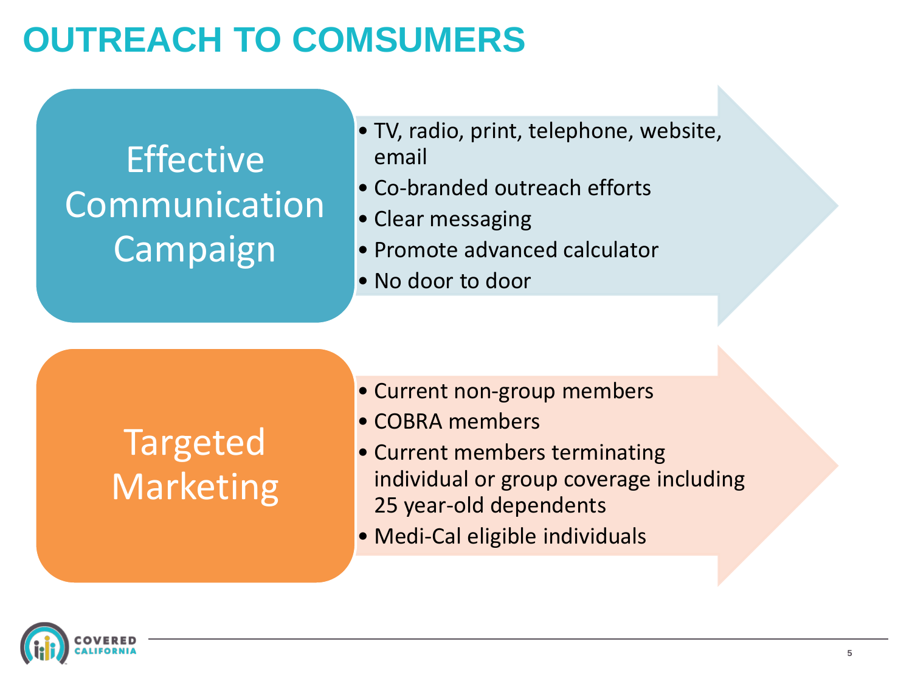# OUTREACH TO COMSUMERS

## Effective Communication Campaign

- TV, radio, print, telephone, website, email
- Co-branded outreach efforts
- Clear messaging
- Promote advanced calculator
- No door to door

## Targeted Marketing

- Current non-group members
- COBRA members
- Current members terminating individual or group coverage including 25 year-old dependents
- Medi-Cal eligible individuals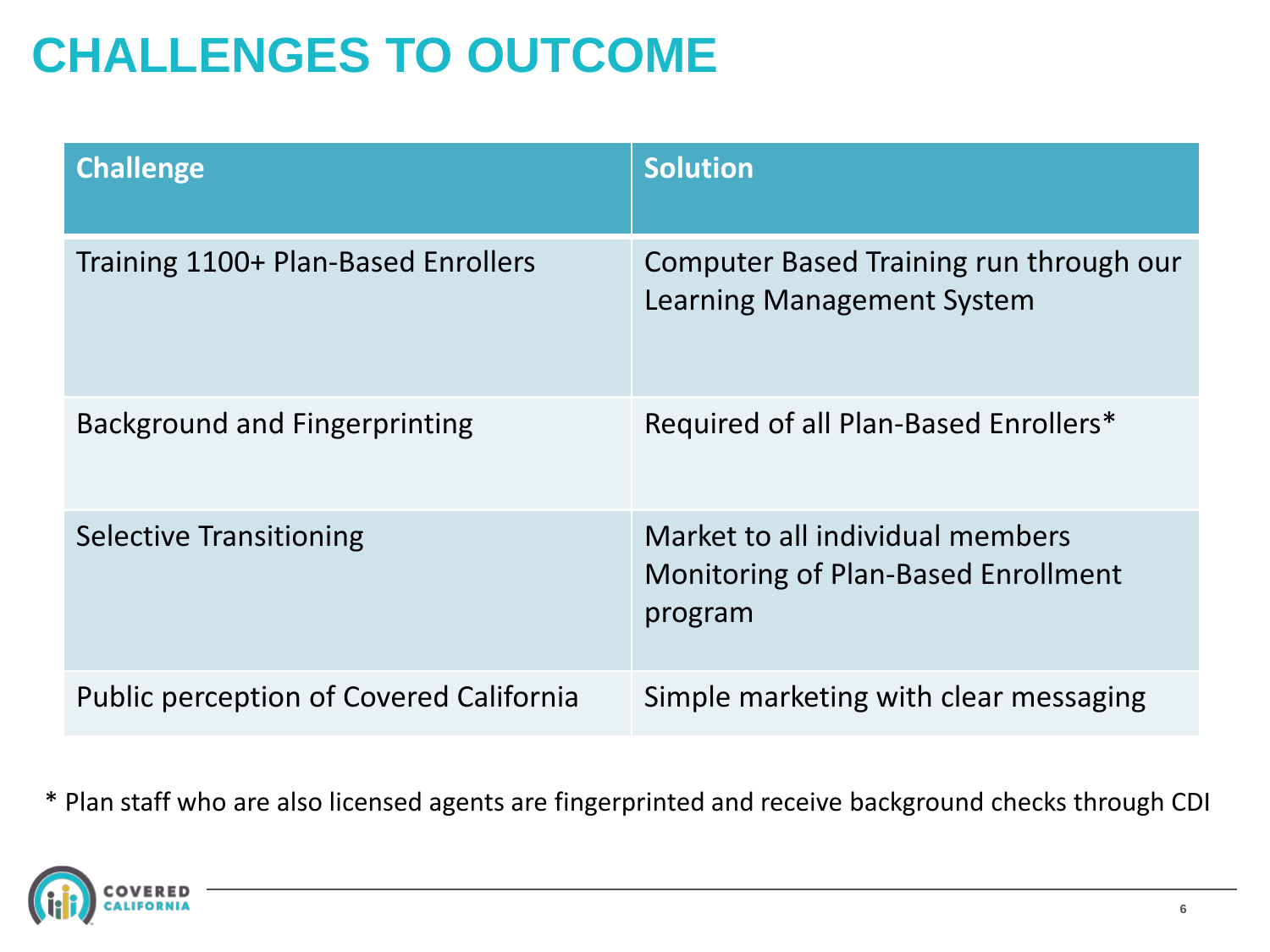# CHALLENGES TO OUTCOME

| Challenge | Solution |
| --- | --- |
| Training 1100+ Plan-Based Enrollers | Computer Based Training run through our Learning Management System |
| Background and Fingerprinting | Required of all Plan-Based Enrollers* |
| Selective Transitioning | Market to all individual members<br>Monitoring of Plan-Based Enrollment program |
| Public perception of Covered California | Simple marketing with clear messaging |

* Plan staff who are also licensed agents are fingerprinted and receive background checks through CDI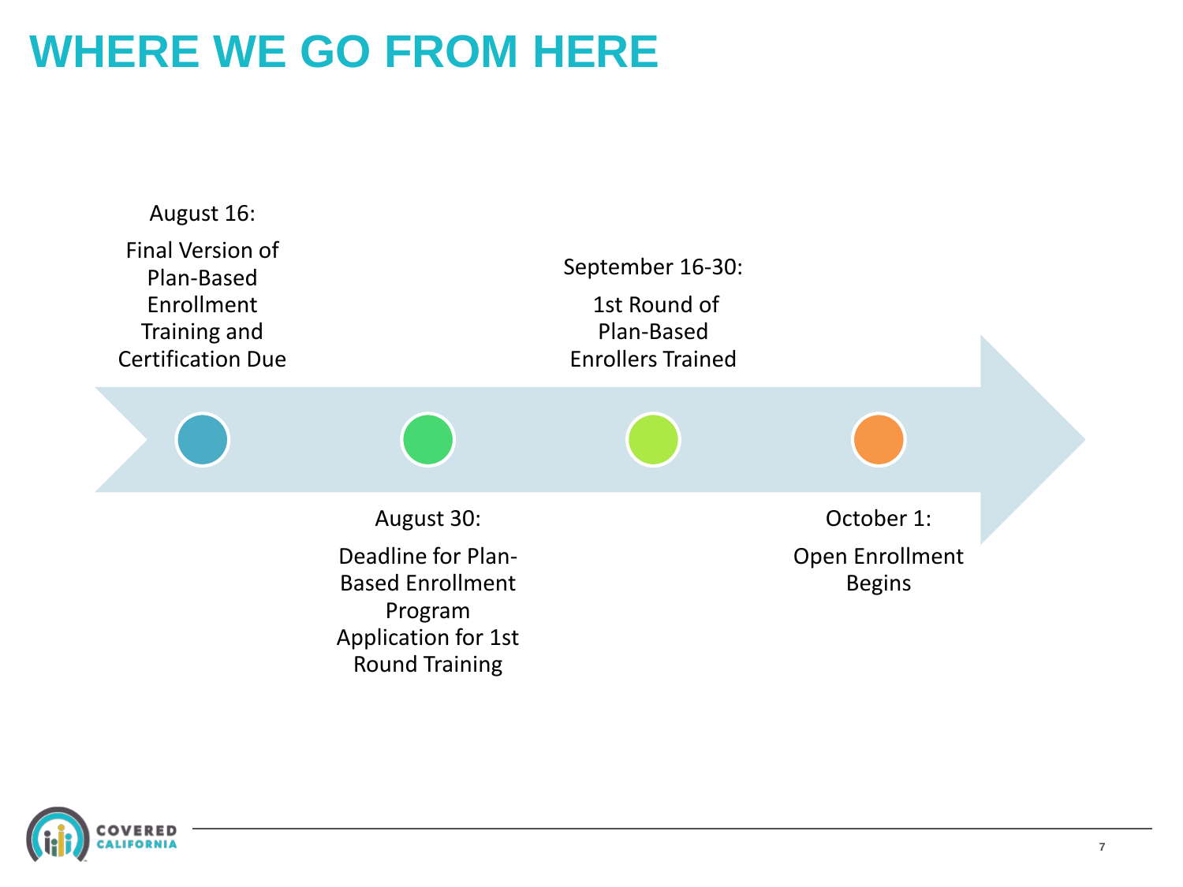# WHERE WE GO FROM HERE

**August 16:**

Final Version of Plan-Based Enrollment Training and Certification Due

**August 30:**

Deadline for Plan-Based Enrollment Program Application for 1st Round Training

**September 16-30:**

1st Round of Plan-Based Enrollers Trained

**October 1:**

Open Enrollment Begins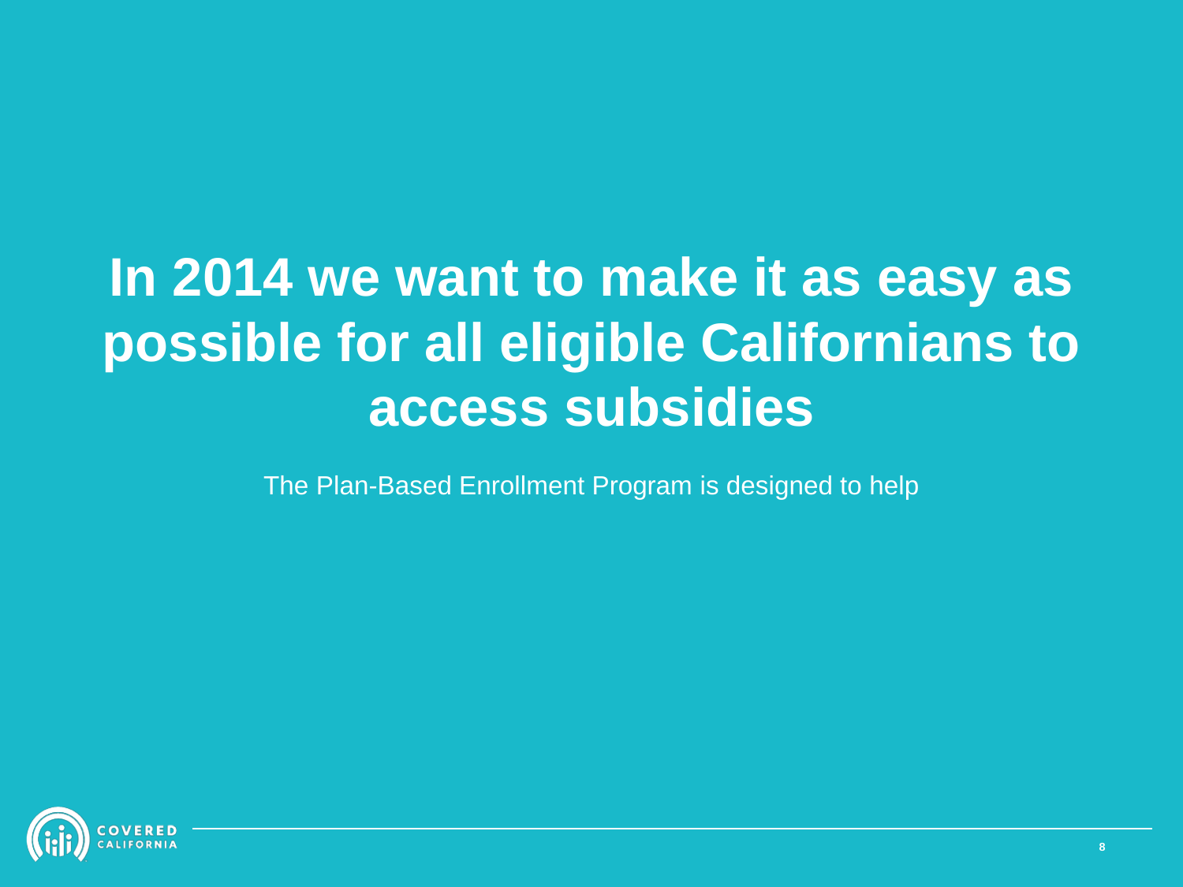# In 2014 we want to make it as easy as possible for all eligible Californians to access subsidies

The Plan-Based Enrollment Program is designed to help